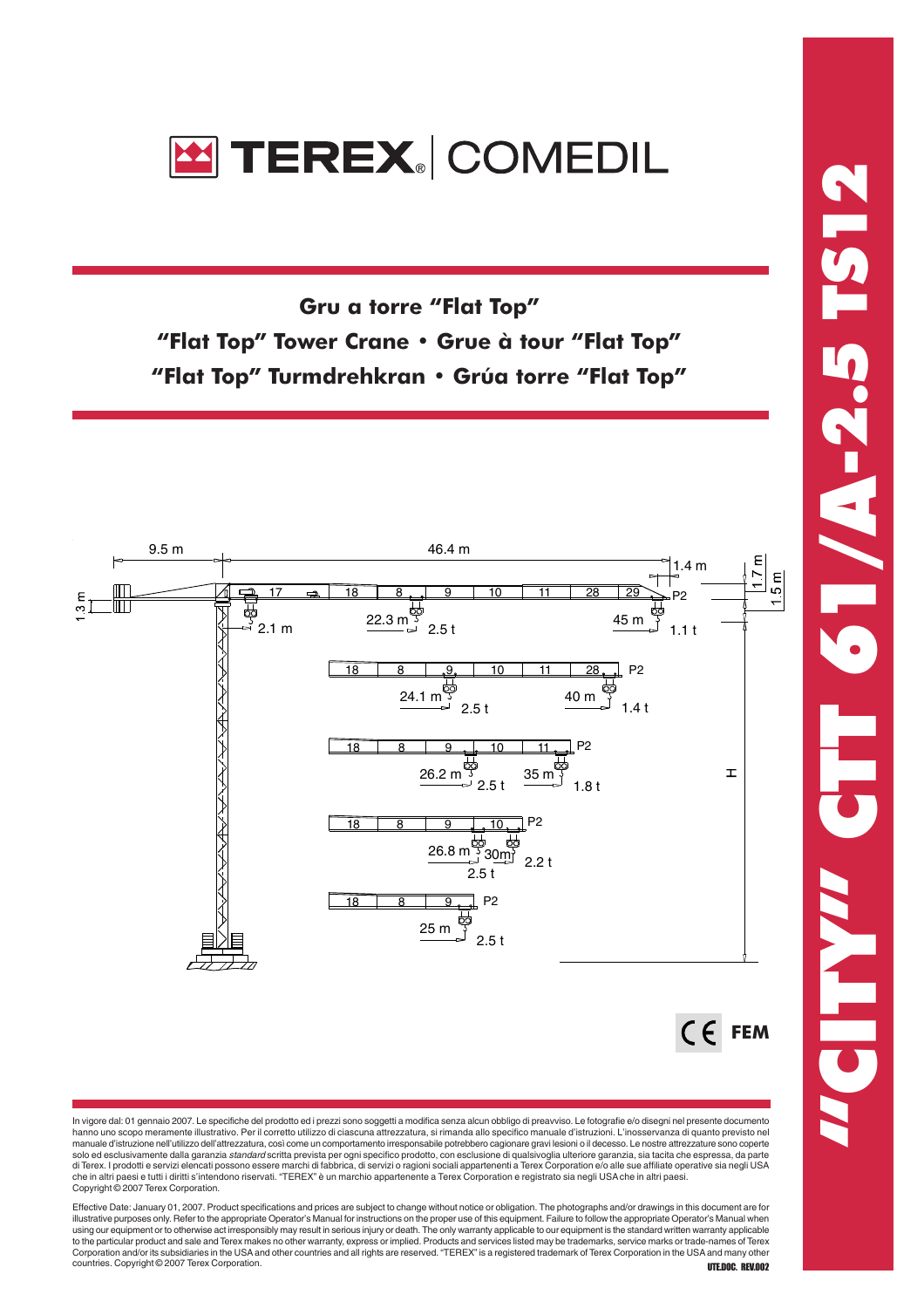# TEREX | COMEDIL

## "CITY" CTT 61/A-2.5 TS12

**Gru a torre "Flat Top"**

**"Flat Top" Tower Crane • Grue à tour "Flat Top"**

**"Flat Top" Turmdrehkran • Grúa torre "Flat Top"**

9.5 m | 46.4 m | 1.4 m | 1.7 m | 1.5 m | 1.3 m | 2.1 m

17 | 18 | 8 | 9 | 10 | 11 | 28 | 29 | P2

22.3 m – 2.5 t | 45 m – 1.1 t

18 | 8 | 9 | 10 | 11 | 28 | P2

24.1 m – 2.5 t | 40 m – 1.4 t

18 | 8 | 9 | 10 | 11 | P2

26.2 m – 2.5 t | 35 m – 1.8 t

18 | 8 | 9 | 10 | P2

26.8 m – 2.5 t | 30m – 2.2 t

18 | 8 | 9 | P2

25 m – 2.5 t

H

CE FEM

In vigore dal: 01 gennaio 2007. Le specifiche del prodotto ed i prezzi sono soggetti a modifica senza alcun obbligo di preavviso. Le fotografie e/o disegni nel presente documento hanno uno scopo meramente illustrativo. Per il corretto utilizzo di ciascuna attrezzatura, si rimanda allo specifico manuale d'istruzioni. L'inosservanza di quanto previsto nel manuale d'istruzione nell'utilizzo dell'attrezzatura, così come un comportamento irresponsabile potrebbero cagionare gravi lesioni o il decesso. Le nostre attrezzature sono coperte solo ed esclusivamente dalla garanzia *standard* scritta prevista per ogni specifico prodotto, con esclusione di qualsivoglia ulteriore garanzia, sia tacita che espressa, da parte di Terex. I prodotti e servizi elencati possono essere marchi di fabbrica, di servizi o ragioni sociali appartenenti a Terex Corporation e/o alle sue affiliate operative sia negli USA che in altri paesi e tutti i diritti s'intendono riservati. "TEREX" è un marchio appartenente a Terex Corporation e registrato sia negli USA che in altri paesi.
Copyright © 2007 Terex Corporation.

Effective Date: January 01, 2007. Product specifications and prices are subject to change without notice or obligation. The photographs and/or drawings in this document are for illustrative purposes only. Refer to the appropriate Operator's Manual for instructions on the proper use of this equipment. Failure to follow the appropriate Operator's Manual when using our equipment or to otherwise act irresponsibly may result in serious injury or death. The only warranty applicable to our equipment is the standard written warranty applicable to the particular product and sale and Terex makes no other warranty, express or implied. Products and services listed may be trademarks, service marks or trade-names of Terex Corporation and/or its subsidiaries in the USA and other countries and all rights are reserved. "TEREX" is a registered trademark of Terex Corporation in the USA and many other countries. Copyright © 2007 Terex Corporation.

UTE.DOC. REV.002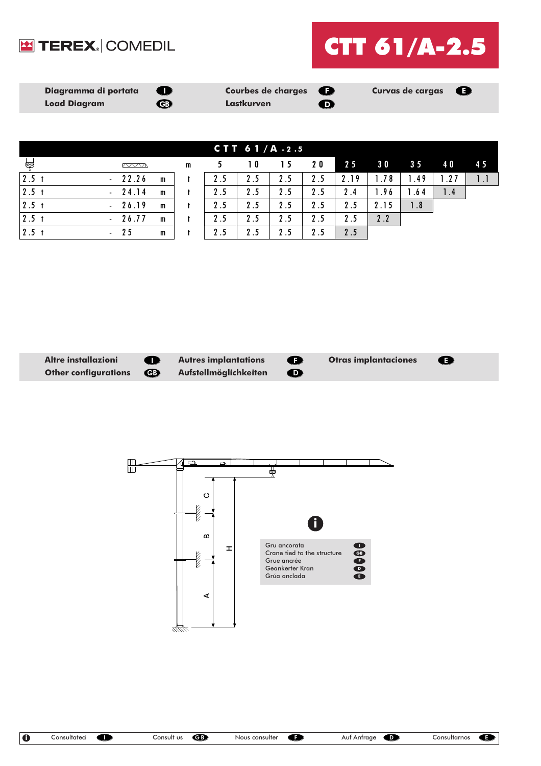# TEREX | COMEDIL

# CTT 61/A-2.5

**Diagramma di portata** (I) — **Load Diagram** (GB) — **Courbes de charges** (F) — **Lastkurven** (D) — **Curvas de cargas** (E)

| CTT 61/A-2.5 | | | | | | | | | | | | | |
|---|---|---|---|---|---|---|---|---|---|---|---|---|---|
| | | | m | 5 | 10 | 15 | 20 | 25 | 30 | 35 | 40 | 45 |
| 2.5 t | - 22.26 | m | t | 2.5 | 2.5 | 2.5 | 2.5 | 2.19 | 1.78 | 1.49 | 1.27 | 1.1 |
| 2.5 t | - 24.14 | m | t | 2.5 | 2.5 | 2.5 | 2.5 | 2.4 | 1.96 | 1.64 | 1.4 | |
| 2.5 t | - 26.19 | m | t | 2.5 | 2.5 | 2.5 | 2.5 | 2.5 | 2.15 | 1.8 | | |
| 2.5 t | - 26.77 | m | t | 2.5 | 2.5 | 2.5 | 2.5 | 2.5 | 2.2 | | | |
| 2.5 t | - 25 | m | t | 2.5 | 2.5 | 2.5 | 2.5 | 2.5 | | | | |

**Altre installazioni** (I) — **Other configurations** (GB) — **Autres implantations** (F) — **Aufstellmöglichkeiten** (D) — **Otras implantaciones** (E)

C, B, A, H

Gru ancorata (I)
Crane tied to the structure (GB)
Grue ancrée (F)
Geankerter Kran (D)
Grúa anclada (E)

Consultateci (I) — Consult us (GB) — Nous consulter (F) — Auf Anfrage (D) — Consultarnos (E)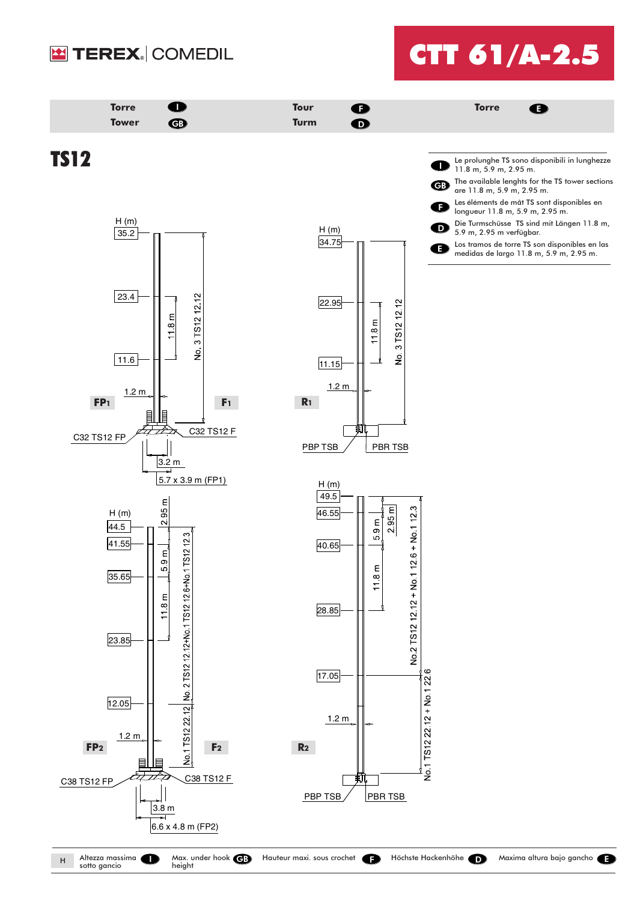# CTT 61/A-2.5

| Torre (I) | Tour (F) | Torre (E) |
|---|---|---|
| Tower (GB) | Turm (D) | |

## TS12

(I) Le prolunghe TS sono disponibili in lunghezze 11.8 m, 5.9 m, 2.95 m.

(GB) The available lenghts for the TS tower sections are 11.8 m, 5.9 m, 2.95 m.

(F) Les éléments de mât TS sont disponibles en longueur 11.8 m, 5.9 m, 2.95 m.

(D) Die Turmschüsse TS sind mit Längen 11.8 m, 5.9 m, 2.95 m verfügbar.

(E) Los tramos de torre TS son disponibles en las medidas de largo 11.8 m, 5.9 m, 2.95 m.

**FP1 / F1**

H (m): 35.2, 23.4, 11.6

11.8 m — No. 3 TS12 12.12 — 1.2 m

C32 TS12 FP — C32 TS12 F

3.2 m — 5.7 x 3.9 m (FP1)

**R1**

H (m): 34.75, 22.95, 11.15

11.8 m — No. 3 TS12 12.12 — 1.2 m

PBP TSB — PBR TSB

**FP2 / F2**

H (m): 44.5, 41.55, 35.65, 23.85, 12.05

2.95 m — 5.9 m — 11.8 m — 1.2 m

No.1 TS12 22.12 | No. 2 TS12 12.12+No.1 TS12 12.6+No.1 TS12 12.3

C38 TS12 FP — C38 TS12 F

3.8 m — 6.6 x 4.8 m (FP2)

**R2**

H (m): 49.5, 46.55, 40.65, 28.85, 17.05

2.95 m — 5.9 m — 11.8 m — 1.2 m

No.2 TS12 12.12 + No.1 12.6 + No.1 12.3

No.1 TS12 22.12 + No.1 22.6

PBP TSB — PBR TSB

H — Altezza massima sotto gancio (I) — Max. under hook height (GB) — Hauteur maxi. sous crochet (F) — Höchste Hackenhöhe (D) — Maxima altura bajo gancho (E)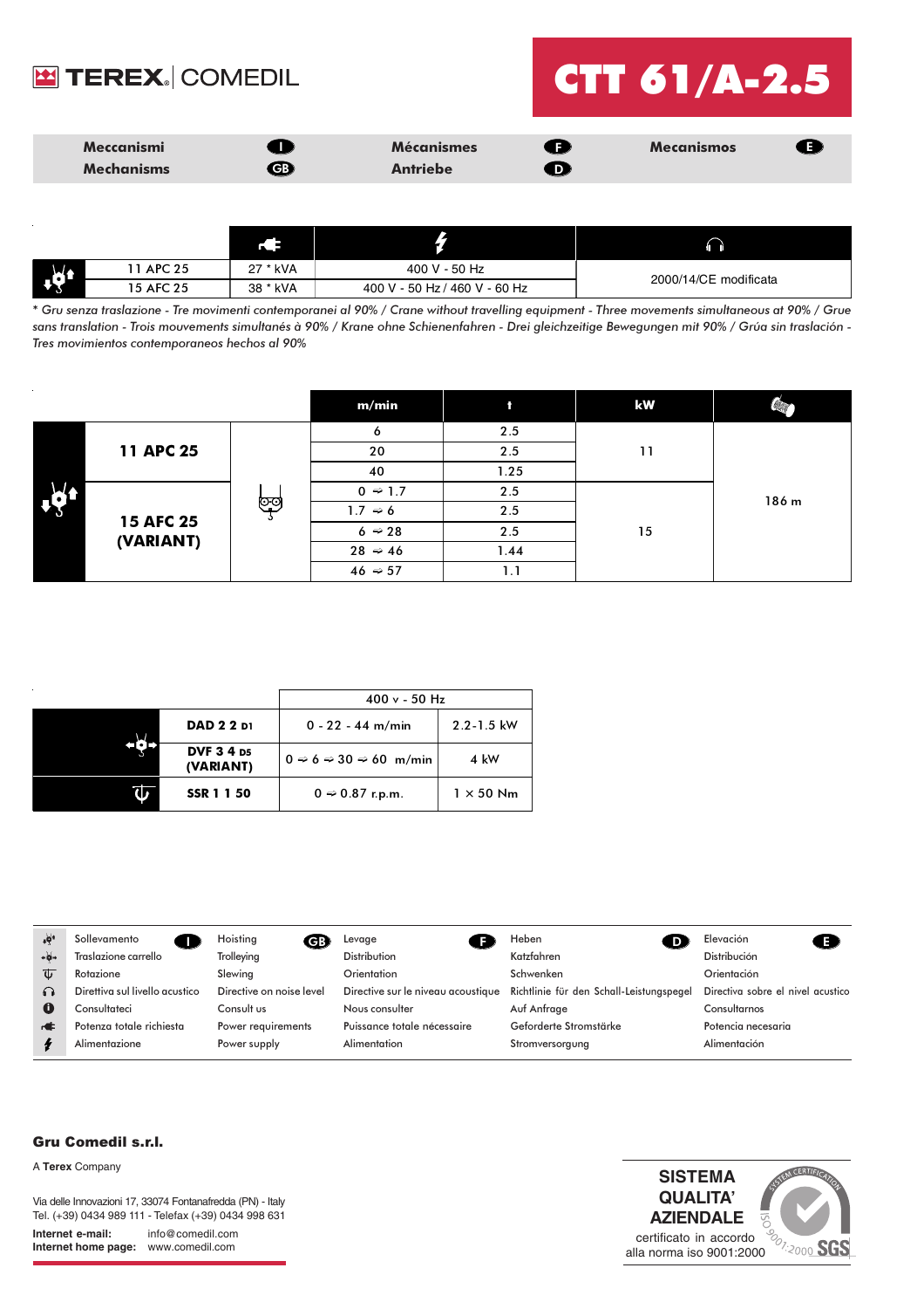TEREX | COMEDIL

# CTT 61/A-2.5

| | | | | | |
|---|---|---|---|---|---|
| **Meccanismi** | I | **Mécanismes** | F | **Mecanismos** | E |
| **Mechanisms** | GB | **Antriebe** | D | | |

| | | Potenza totale richiesta | Alimentazione | Direttiva sul livello acustico |
|---|---|---|---|---|
| Sollevamento | 11 APC 25 | 27 * kVA | 400 V - 50 Hz | 2000/14/CE modificata |
| | 15 AFC 25 | 38 * kVA | 400 V - 50 Hz / 460 V - 60 Hz | |

*\* Gru senza traslazione - Tre movimenti contemporanei al 90% / Crane without travelling equipment - Three movements simultaneous at 90% / Grue sans translation - Trois mouvements simultanés à 90% / Krane ohne Schienenfahren - Drei gleichzeitige Bewegungen mit 90% / Grúa sin traslación - Tres movimientos contemporaneos hechos al 90%*

| | | | m/min | t | kW | |
|---|---|---|---|---|---|---|
| Sollevamento | **11 APC 25** | | 6 | 2.5 | 11 | 186 m |
| | | | 20 | 2.5 | | |
| | | | 40 | 1.25 | | |
| | **15 AFC 25 (VARIANT)** | | 0 ⇝ 1.7 | 2.5 | 15 | |
| | | | 1.7 ⇝ 6 | 2.5 | | |
| | | | 6 ⇝ 28 | 2.5 | | |
| | | | 28 ⇝ 46 | 1.44 | | |
| | | | 46 ⇝ 57 | 1.1 | | |

| | | 400 v - 50 Hz | |
|---|---|---|---|
| Traslazione carrello | **DAD 2 2 D1** | 0 - 22 - 44 m/min | 2.2-1.5 kW |
| | **DVF 3 4 D5 (VARIANT)** | 0 ⇝ 6 ⇝ 30 ⇝ 60 m/min | 4 kW |
| Rotazione | **SSR 1 1 50** | 0 ⇝ 0.87 r.p.m. | 1 × 50 Nm |

| I | GB | F | D | E |
|---|---|---|---|---|
| Sollevamento | Hoisting | Levage | Heben | Elevación |
| Traslazione carrello | Trolleying | Distribution | Katzfahren | Distribución |
| Rotazione | Slewing | Orientation | Schwenken | Orientación |
| Direttiva sul livello acustico | Directive on noise level | Directive sur le niveau acoustique | Richtlinie für den Schall-Leistungspegel | Directiva sobre el nivel acustico |
| Consultateci | Consult us | Nous consulter | Auf Anfrage | Consultarnos |
| Potenza totale richiesta | Power requirements | Puissance totale nécessaire | Geforderte Stromstärke | Potencia necesaria |
| Alimentazione | Power supply | Alimentation | Stromversorgung | Alimentación |

**Gru Comedil s.r.l.**

A **Terex** Company

Via delle Innovazioni 17, 33074 Fontanafredda (PN) - Italy
Tel. (+39) 0434 989 111 - Telefax (+39) 0434 998 631

**Internet e-mail:** info@comedil.com
**Internet home page:** www.comedil.com

**SISTEMA QUALITA' AZIENDALE**
certificato in accordo alla norma iso 9001:2000

SYSTEM CERTIFICATION ISO 9001:2000 SGS